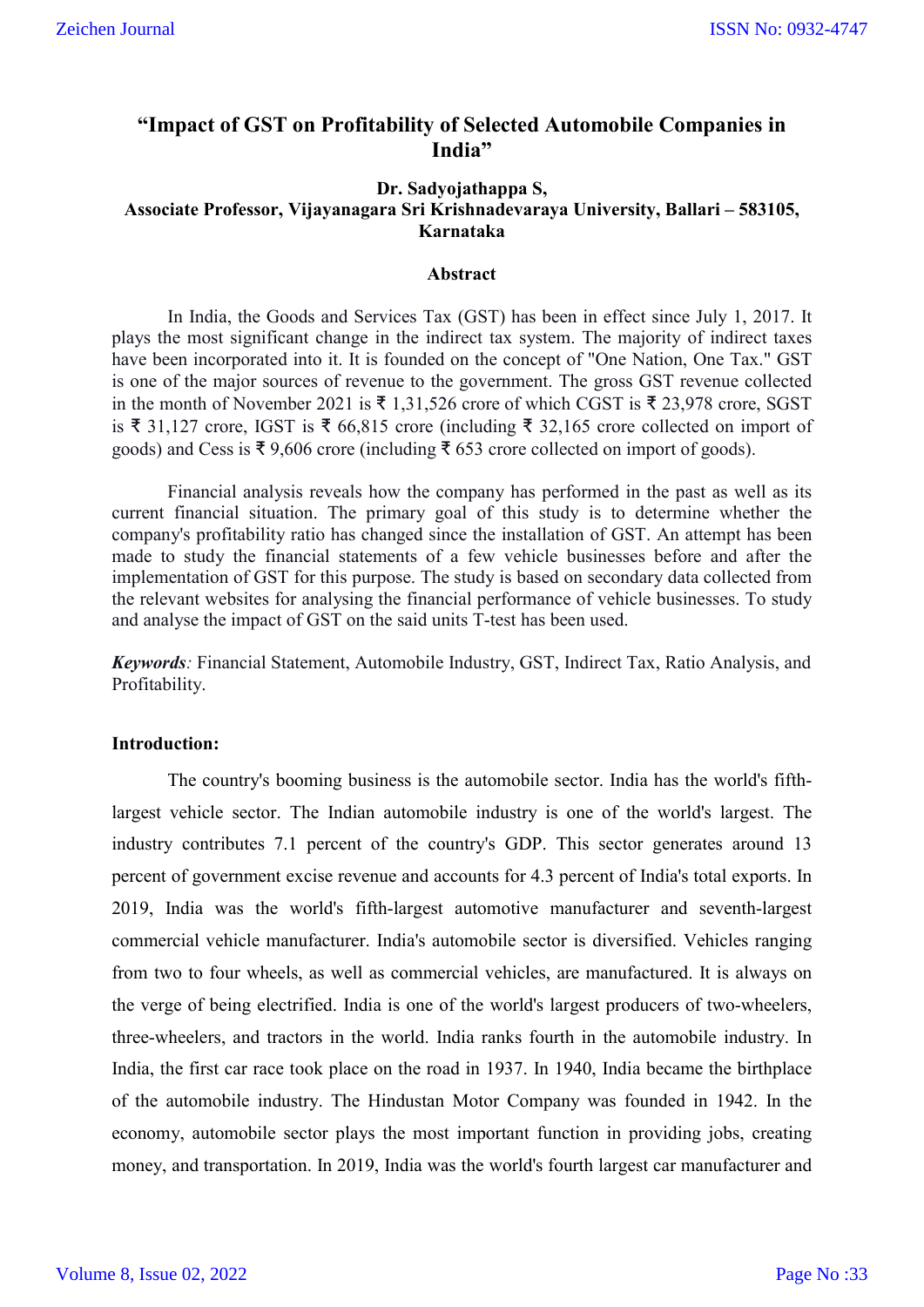# "Impact of GST on Profitability of Selected Automobile Companies in India"

**Dr. Sadyojathappa S,**
**Associate Professor, Vijayanagara Sri Krishnadevaraya University, Ballari – 583105, Karnataka**

## Abstract

In India, the Goods and Services Tax (GST) has been in effect since July 1, 2017. It plays the most significant change in the indirect tax system. The majority of indirect taxes have been incorporated into it. It is founded on the concept of "One Nation, One Tax." GST is one of the major sources of revenue to the government. The gross GST revenue collected in the month of November 2021 is ₹ 1,31,526 crore of which CGST is ₹ 23,978 crore, SGST is ₹ 31,127 crore, IGST is ₹ 66,815 crore (including ₹ 32,165 crore collected on import of goods) and Cess is ₹ 9,606 crore (including ₹ 653 crore collected on import of goods).

Financial analysis reveals how the company has performed in the past as well as its current financial situation. The primary goal of this study is to determine whether the company's profitability ratio has changed since the installation of GST. An attempt has been made to study the financial statements of a few vehicle businesses before and after the implementation of GST for this purpose. The study is based on secondary data collected from the relevant websites for analysing the financial performance of vehicle businesses. To study and analyse the impact of GST on the said units T-test has been used.

***Keywords**:* Financial Statement, Automobile Industry, GST, Indirect Tax, Ratio Analysis, and Profitability.

## Introduction:

The country's booming business is the automobile sector. India has the world's fifth-largest vehicle sector. The Indian automobile industry is one of the world's largest. The industry contributes 7.1 percent of the country's GDP. This sector generates around 13 percent of government excise revenue and accounts for 4.3 percent of India's total exports. In 2019, India was the world's fifth-largest automotive manufacturer and seventh-largest commercial vehicle manufacturer. India's automobile sector is diversified. Vehicles ranging from two to four wheels, as well as commercial vehicles, are manufactured. It is always on the verge of being electrified. India is one of the world's largest producers of two-wheelers, three-wheelers, and tractors in the world. India ranks fourth in the automobile industry. In India, the first car race took place on the road in 1937. In 1940, India became the birthplace of the automobile industry. The Hindustan Motor Company was founded in 1942. In the economy, automobile sector plays the most important function in providing jobs, creating money, and transportation. In 2019, India was the world's fourth largest car manufacturer and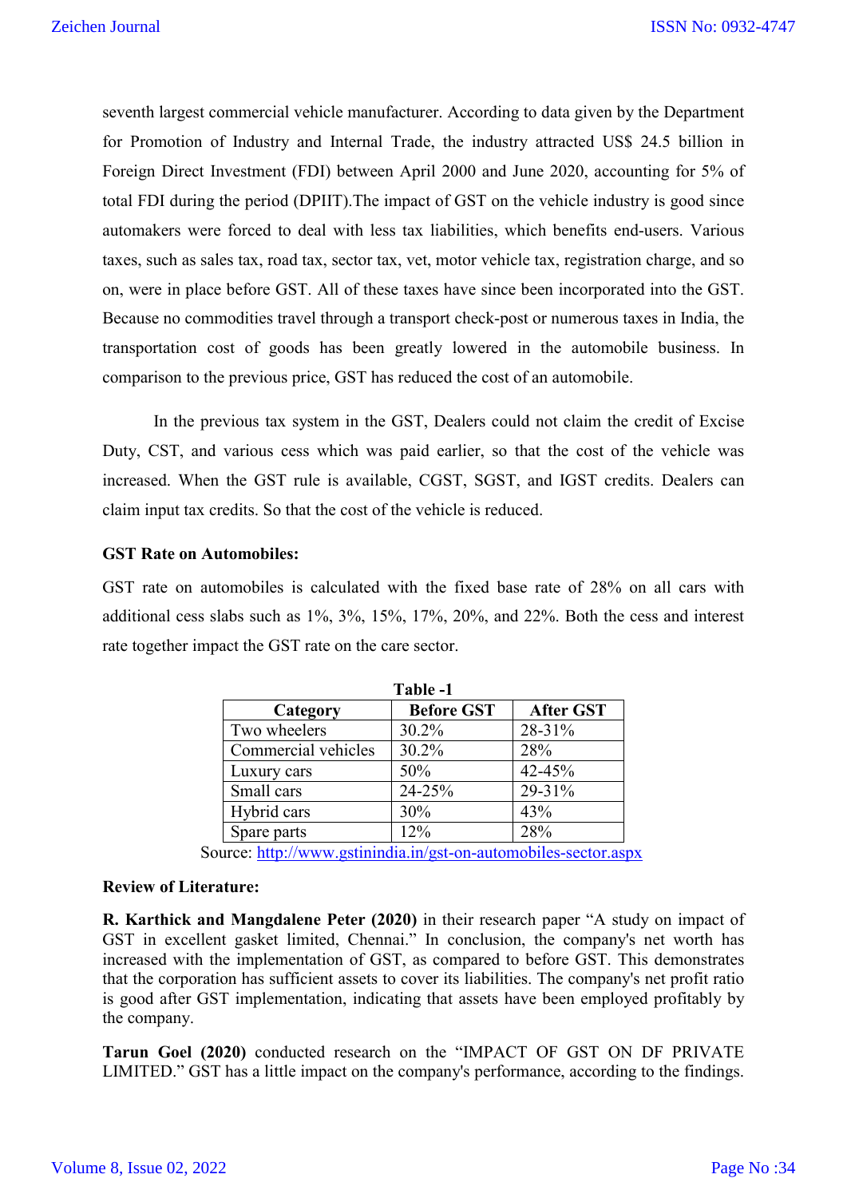seventh largest commercial vehicle manufacturer. According to data given by the Department for Promotion of Industry and Internal Trade, the industry attracted US$ 24.5 billion in Foreign Direct Investment (FDI) between April 2000 and June 2020, accounting for 5% of total FDI during the period (DPIIT).The impact of GST on the vehicle industry is good since automakers were forced to deal with less tax liabilities, which benefits end-users. Various taxes, such as sales tax, road tax, sector tax, vet, motor vehicle tax, registration charge, and so on, were in place before GST. All of these taxes have since been incorporated into the GST. Because no commodities travel through a transport check-post or numerous taxes in India, the transportation cost of goods has been greatly lowered in the automobile business. In comparison to the previous price, GST has reduced the cost of an automobile.

In the previous tax system in the GST, Dealers could not claim the credit of Excise Duty, CST, and various cess which was paid earlier, so that the cost of the vehicle was increased. When the GST rule is available, CGST, SGST, and IGST credits. Dealers can claim input tax credits. So that the cost of the vehicle is reduced.

**GST Rate on Automobiles:**

GST rate on automobiles is calculated with the fixed base rate of 28% on all cars with additional cess slabs such as 1%, 3%, 15%, 17%, 20%, and 22%. Both the cess and interest rate together impact the GST rate on the care sector.

**Table -1**

| Category | Before GST | After GST |
|---|---|---|
| Two wheelers | 30.2% | 28-31% |
| Commercial vehicles | 30.2% | 28% |
| Luxury cars | 50% | 42-45% |
| Small cars | 24-25% | 29-31% |
| Hybrid cars | 30% | 43% |
| Spare parts | 12% | 28% |

Source: http://www.gstinindia.in/gst-on-automobiles-sector.aspx

**Review of Literature:**

**R. Karthick and Mangdalene Peter (2020)** in their research paper "A study on impact of GST in excellent gasket limited, Chennai." In conclusion, the company's net worth has increased with the implementation of GST, as compared to before GST. This demonstrates that the corporation has sufficient assets to cover its liabilities. The company's net profit ratio is good after GST implementation, indicating that assets have been employed profitably by the company.

**Tarun Goel (2020)** conducted research on the "IMPACT OF GST ON DF PRIVATE LIMITED." GST has a little impact on the company's performance, according to the findings.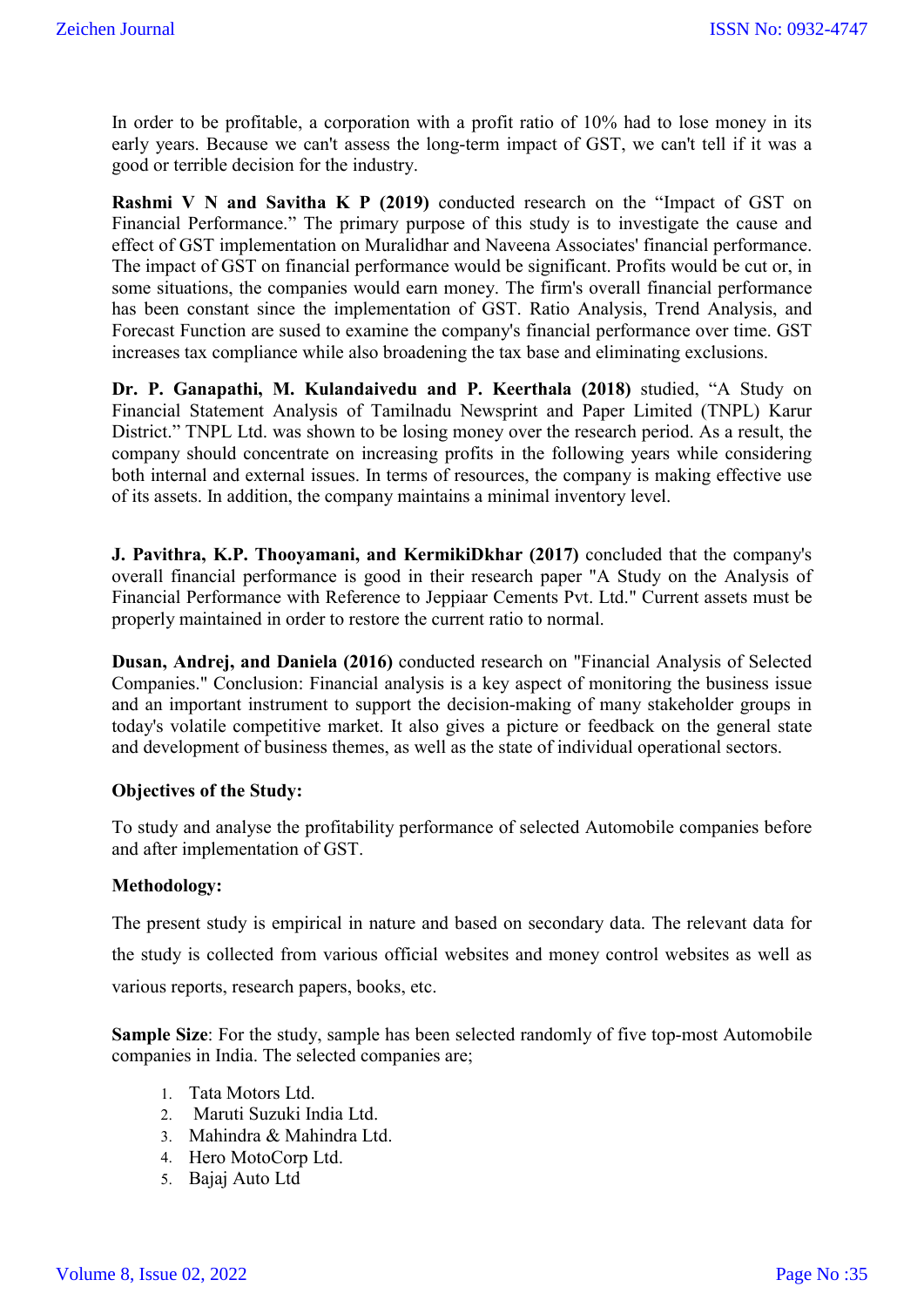In order to be profitable, a corporation with a profit ratio of 10% had to lose money in its early years. Because we can't assess the long-term impact of GST, we can't tell if it was a good or terrible decision for the industry.

**Rashmi V N and Savitha K P (2019)** conducted research on the "Impact of GST on Financial Performance." The primary purpose of this study is to investigate the cause and effect of GST implementation on Muralidhar and Naveena Associates' financial performance. The impact of GST on financial performance would be significant. Profits would be cut or, in some situations, the companies would earn money. The firm's overall financial performance has been constant since the implementation of GST. Ratio Analysis, Trend Analysis, and Forecast Function are sused to examine the company's financial performance over time. GST increases tax compliance while also broadening the tax base and eliminating exclusions.

**Dr. P. Ganapathi, M. Kulandaivedu and P. Keerthala (2018)** studied, "A Study on Financial Statement Analysis of Tamilnadu Newsprint and Paper Limited (TNPL) Karur District." TNPL Ltd. was shown to be losing money over the research period. As a result, the company should concentrate on increasing profits in the following years while considering both internal and external issues. In terms of resources, the company is making effective use of its assets. In addition, the company maintains a minimal inventory level.

**J. Pavithra, K.P. Thooyamani, and KermikiDkhar (2017)** concluded that the company's overall financial performance is good in their research paper "A Study on the Analysis of Financial Performance with Reference to Jeppiaar Cements Pvt. Ltd." Current assets must be properly maintained in order to restore the current ratio to normal.

**Dusan, Andrej, and Daniela (2016)** conducted research on "Financial Analysis of Selected Companies." Conclusion: Financial analysis is a key aspect of monitoring the business issue and an important instrument to support the decision-making of many stakeholder groups in today's volatile competitive market. It also gives a picture or feedback on the general state and development of business themes, as well as the state of individual operational sectors.

**Objectives of the Study:**

To study and analyse the profitability performance of selected Automobile companies before and after implementation of GST.

**Methodology:**

The present study is empirical in nature and based on secondary data. The relevant data for the study is collected from various official websites and money control websites as well as various reports, research papers, books, etc.

**Sample Size**: For the study, sample has been selected randomly of five top-most Automobile companies in India. The selected companies are;

1. Tata Motors Ltd.
2. Maruti Suzuki India Ltd.
3. Mahindra & Mahindra Ltd.
4. Hero MotoCorp Ltd.
5. Bajaj Auto Ltd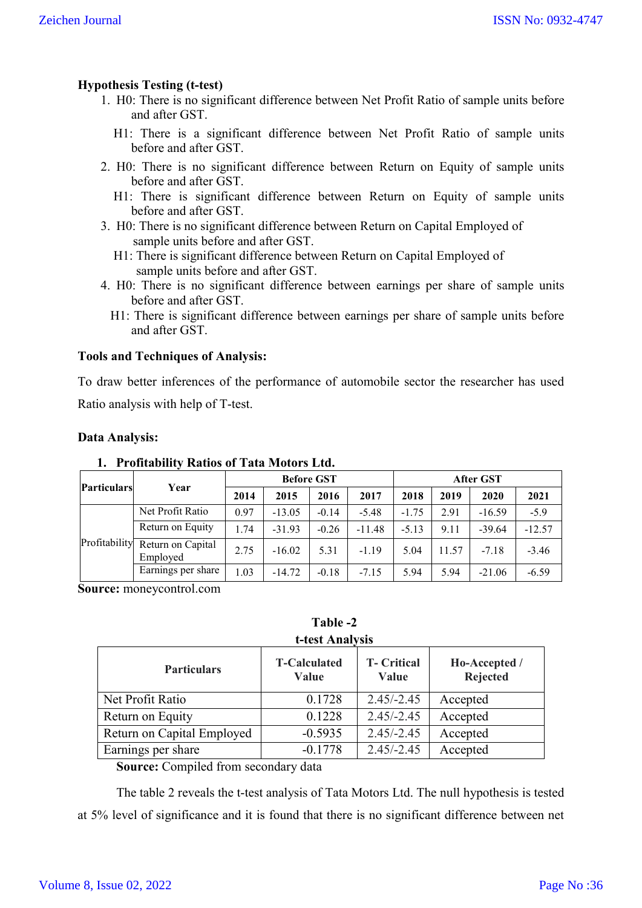**Hypothesis Testing (t-test)**

1. H0: There is no significant difference between Net Profit Ratio of sample units before and after GST.

   H1: There is a significant difference between Net Profit Ratio of sample units before and after GST.

2. H0: There is no significant difference between Return on Equity of sample units before and after GST.

   H1: There is significant difference between Return on Equity of sample units before and after GST.

3. H0: There is no significant difference between Return on Capital Employed of sample units before and after GST.

   H1: There is significant difference between Return on Capital Employed of sample units before and after GST.

4. H0: There is no significant difference between earnings per share of sample units before and after GST.

   H1: There is significant difference between earnings per share of sample units before and after GST.

**Tools and Techniques of Analysis:**

To draw better inferences of the performance of automobile sector the researcher has used Ratio analysis with help of T-test.

**Data Analysis:**

1. **Profitability Ratios of Tata Motors Ltd.**

| Particulars | Year | Before GST | | | | After GST | | | |
|---|---|---|---|---|---|---|---|---|---|
| | | 2014 | 2015 | 2016 | 2017 | 2018 | 2019 | 2020 | 2021 |
| Profitability | Net Profit Ratio | 0.97 | -13.05 | -0.14 | -5.48 | -1.75 | 2.91 | -16.59 | -5.9 |
| | Return on Equity | 1.74 | -31.93 | -0.26 | -11.48 | -5.13 | 9.11 | -39.64 | -12.57 |
| | Return on Capital Employed | 2.75 | -16.02 | 5.31 | -1.19 | 5.04 | 11.57 | -7.18 | -3.46 |
| | Earnings per share | 1.03 | -14.72 | -0.18 | -7.15 | 5.94 | 5.94 | -21.06 | -6.59 |

**Source:** moneycontrol.com

**Table -2**
**t-test Analysis**

| Particulars | T-Calculated Value | T- Critical Value | Ho-Accepted / Rejected |
|---|---|---|---|
| Net Profit Ratio | 0.1728 | 2.45/-2.45 | Accepted |
| Return on Equity | 0.1228 | 2.45/-2.45 | Accepted |
| Return on Capital Employed | -0.5935 | 2.45/-2.45 | Accepted |
| Earnings per share | -0.1778 | 2.45/-2.45 | Accepted |

**Source:** Compiled from secondary data

The table 2 reveals the t-test analysis of Tata Motors Ltd. The null hypothesis is tested at 5% level of significance and it is found that there is no significant difference between net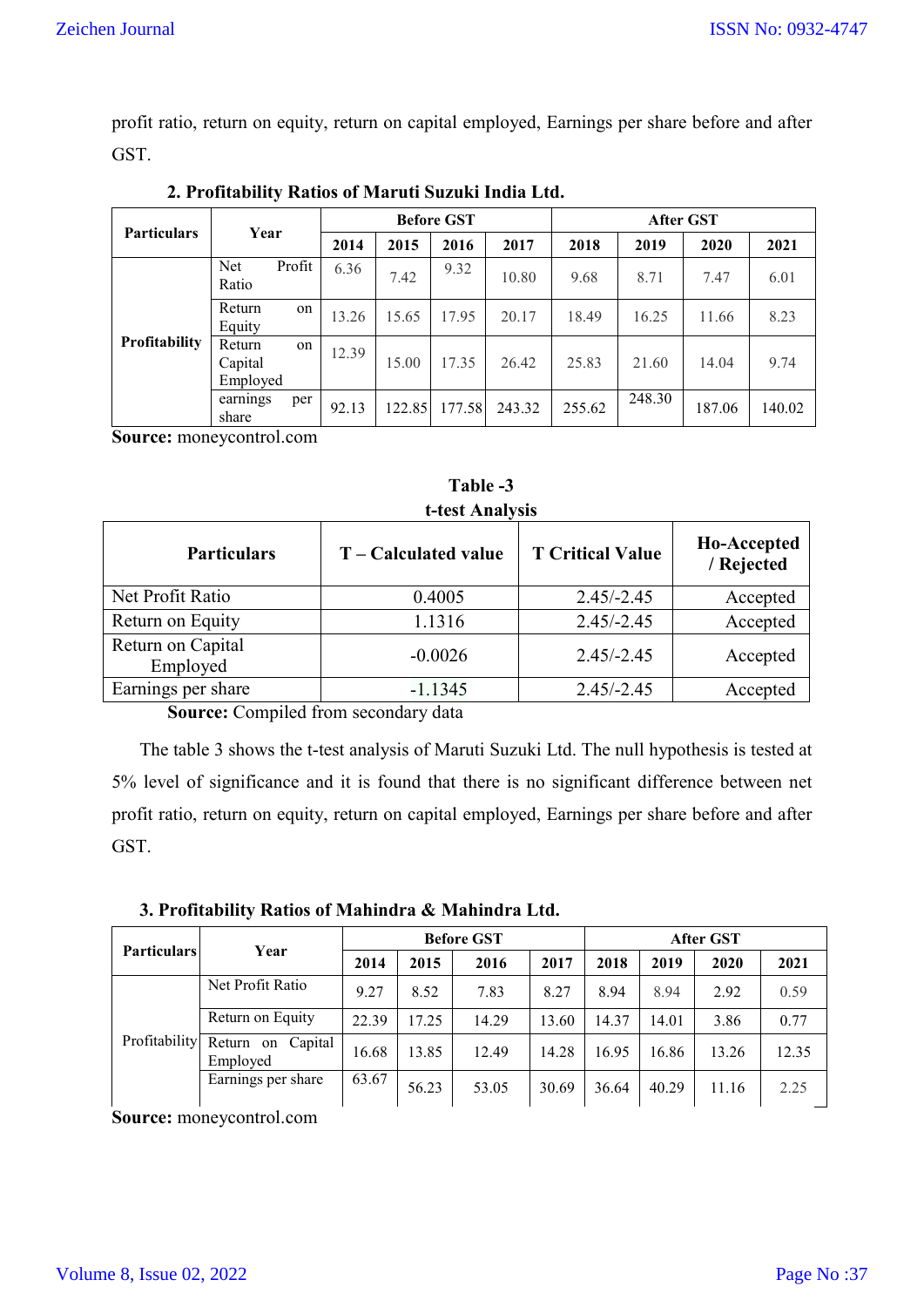profit ratio, return on equity, return on capital employed, Earnings per share before and after GST.

**2. Profitability Ratios of Maruti Suzuki India Ltd.**

| Particulars | Year | Before GST | | | | After GST | | | |
|---|---|---|---|---|---|---|---|---|---|
| | | 2014 | 2015 | 2016 | 2017 | 2018 | 2019 | 2020 | 2021 |
| Profitability | Net Profit Ratio | 6.36 | 7.42 | 9.32 | 10.80 | 9.68 | 8.71 | 7.47 | 6.01 |
| | Return on Equity | 13.26 | 15.65 | 17.95 | 20.17 | 18.49 | 16.25 | 11.66 | 8.23 |
| | Return on Capital Employed | 12.39 | 15.00 | 17.35 | 26.42 | 25.83 | 21.60 | 14.04 | 9.74 |
| | earnings per share | 92.13 | 122.85 | 177.58 | 243.32 | 255.62 | 248.30 | 187.06 | 140.02 |

**Source:** moneycontrol.com

**Table -3**
**t-test Analysis**

| Particulars | T – Calculated value | T Critical Value | Ho-Accepted / Rejected |
|---|---|---|---|
| Net Profit Ratio | 0.4005 | 2.45/-2.45 | Accepted |
| Return on Equity | 1.1316 | 2.45/-2.45 | Accepted |
| Return on Capital Employed | -0.0026 | 2.45/-2.45 | Accepted |
| Earnings per share | -1.1345 | 2.45/-2.45 | Accepted |

**Source:** Compiled from secondary data

The table 3 shows the t-test analysis of Maruti Suzuki Ltd. The null hypothesis is tested at 5% level of significance and it is found that there is no significant difference between net profit ratio, return on equity, return on capital employed, Earnings per share before and after GST.

**3. Profitability Ratios of Mahindra & Mahindra Ltd.**

| Particulars | Year | Before GST | | | | After GST | | | |
|---|---|---|---|---|---|---|---|---|---|
| | | 2014 | 2015 | 2016 | 2017 | 2018 | 2019 | 2020 | 2021 |
| Profitability | Net Profit Ratio | 9.27 | 8.52 | 7.83 | 8.27 | 8.94 | 8.94 | 2.92 | 0.59 |
| | Return on Equity | 22.39 | 17.25 | 14.29 | 13.60 | 14.37 | 14.01 | 3.86 | 0.77 |
| | Return on Capital Employed | 16.68 | 13.85 | 12.49 | 14.28 | 16.95 | 16.86 | 13.26 | 12.35 |
| | Earnings per share | 63.67 | 56.23 | 53.05 | 30.69 | 36.64 | 40.29 | 11.16 | 2.25 |

**Source:** moneycontrol.com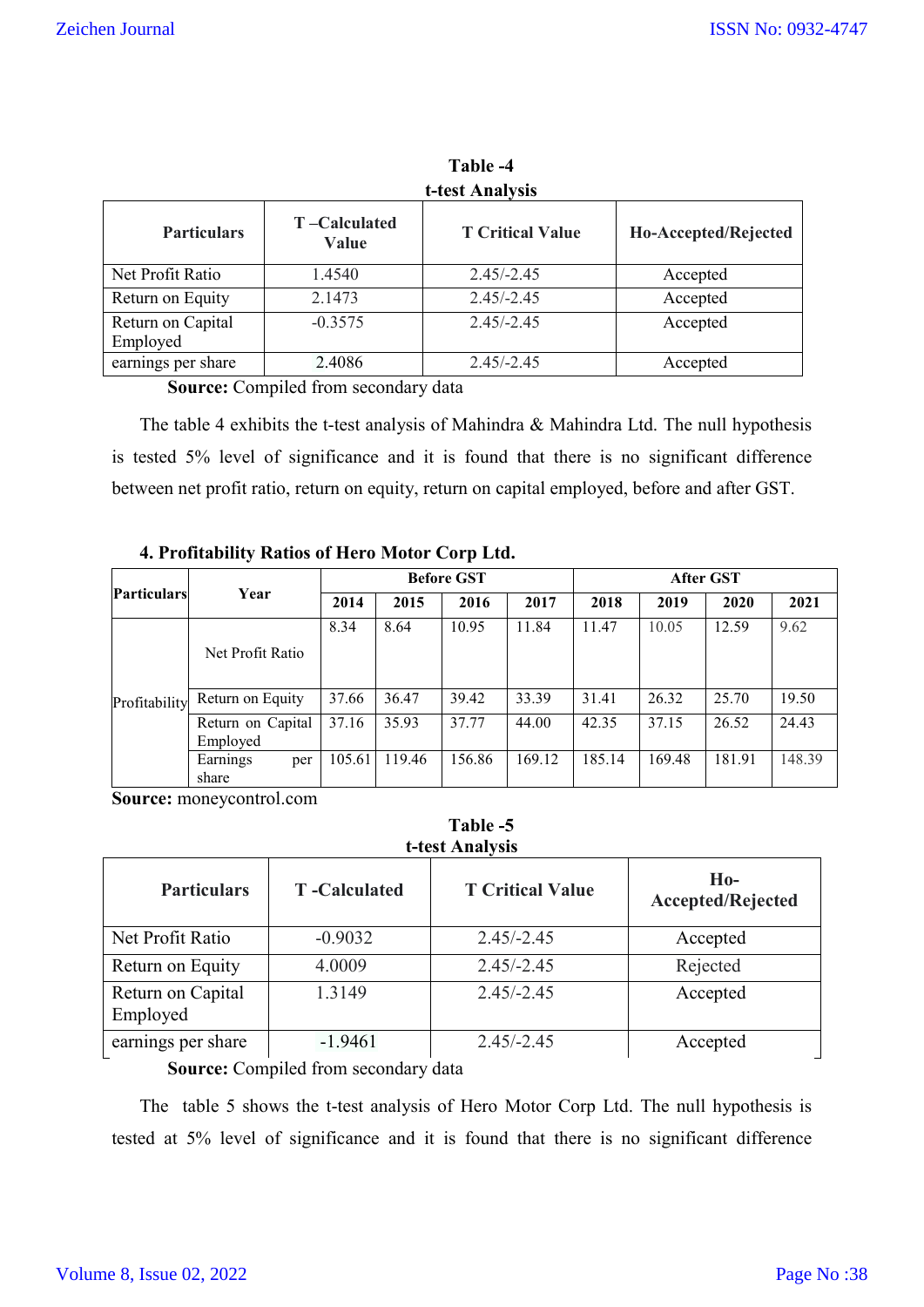**Table -4**
**t-test Analysis**

| Particulars | T –Calculated Value | T Critical Value | Ho-Accepted/Rejected |
|---|---|---|---|
| Net Profit Ratio | 1.4540 | 2.45/-2.45 | Accepted |
| Return on Equity | 2.1473 | 2.45/-2.45 | Accepted |
| Return on Capital Employed | -0.3575 | 2.45/-2.45 | Accepted |
| earnings per share | 2.4086 | 2.45/-2.45 | Accepted |

**Source:** Compiled from secondary data

The table 4 exhibits the t-test analysis of Mahindra & Mahindra Ltd. The null hypothesis is tested 5% level of significance and it is found that there is no significant difference between net profit ratio, return on equity, return on capital employed, before and after GST.

### 4. Profitability Ratios of Hero Motor Corp Ltd.

| Particulars | Year | Before GST | | | | After GST | | | |
|---|---|---|---|---|---|---|---|---|---|
| | | 2014 | 2015 | 2016 | 2017 | 2018 | 2019 | 2020 | 2021 |
| Profitability | Net Profit Ratio | 8.34 | 8.64 | 10.95 | 11.84 | 11.47 | 10.05 | 12.59 | 9.62 |
| | Return on Equity | 37.66 | 36.47 | 39.42 | 33.39 | 31.41 | 26.32 | 25.70 | 19.50 |
| | Return on Capital Employed | 37.16 | 35.93 | 37.77 | 44.00 | 42.35 | 37.15 | 26.52 | 24.43 |
| | Earnings per share | 105.61 | 119.46 | 156.86 | 169.12 | 185.14 | 169.48 | 181.91 | 148.39 |

**Source:** moneycontrol.com

**Table -5**
**t-test Analysis**

| Particulars | T -Calculated | T Critical Value | Ho-Accepted/Rejected |
|---|---|---|---|
| Net Profit Ratio | -0.9032 | 2.45/-2.45 | Accepted |
| Return on Equity | 4.0009 | 2.45/-2.45 | Rejected |
| Return on Capital Employed | 1.3149 | 2.45/-2.45 | Accepted |
| earnings per share | -1.9461 | 2.45/-2.45 | Accepted |

**Source:** Compiled from secondary data

The table 5 shows the t-test analysis of Hero Motor Corp Ltd. The null hypothesis is tested at 5% level of significance and it is found that there is no significant difference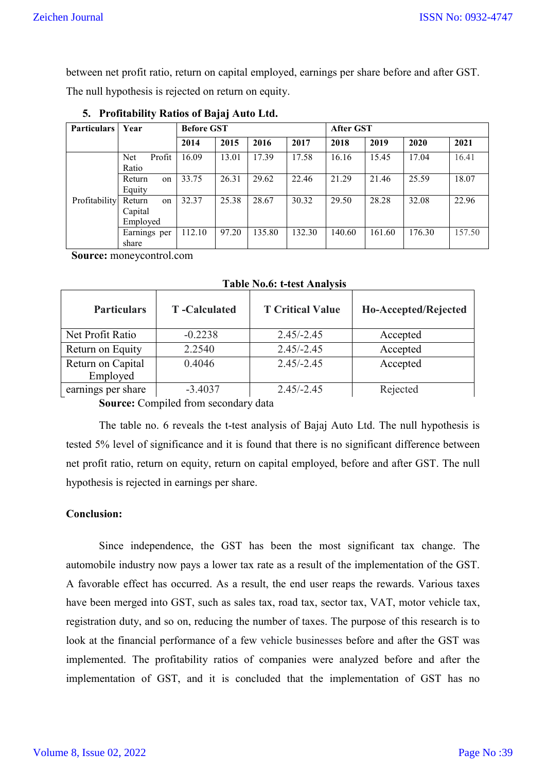between net profit ratio, return on capital employed, earnings per share before and after GST. The null hypothesis is rejected on return on equity.

### 5. Profitability Ratios of Bajaj Auto Ltd.

| Particulars | Year | Before GST | | | | After GST | | | |
|---|---|---|---|---|---|---|---|---|---|
| | | 2014 | 2015 | 2016 | 2017 | 2018 | 2019 | 2020 | 2021 |
| Profitability | Net Profit Ratio | 16.09 | 13.01 | 17.39 | 17.58 | 16.16 | 15.45 | 17.04 | 16.41 |
| | Return on Equity | 33.75 | 26.31 | 29.62 | 22.46 | 21.29 | 21.46 | 25.59 | 18.07 |
| | Return on Capital Employed | 32.37 | 25.38 | 28.67 | 30.32 | 29.50 | 28.28 | 32.08 | 22.96 |
| | Earnings per share | 112.10 | 97.20 | 135.80 | 132.30 | 140.60 | 161.60 | 176.30 | 157.50 |

**Source:** moneycontrol.com

**Table No.6: t-test Analysis**

| Particulars | T -Calculated | T Critical Value | Ho-Accepted/Rejected |
|---|---|---|---|
| Net Profit Ratio | -0.2238 | 2.45/-2.45 | Accepted |
| Return on Equity | 2.2540 | 2.45/-2.45 | Accepted |
| Return on Capital Employed | 0.4046 | 2.45/-2.45 | Accepted |
| earnings per share | -3.4037 | 2.45/-2.45 | Rejected |

**Source:** Compiled from secondary data

The table no. 6 reveals the t-test analysis of Bajaj Auto Ltd. The null hypothesis is tested 5% level of significance and it is found that there is no significant difference between net profit ratio, return on equity, return on capital employed, before and after GST. The null hypothesis is rejected in earnings per share.

**Conclusion:**

Since independence, the GST has been the most significant tax change. The automobile industry now pays a lower tax rate as a result of the implementation of the GST. A favorable effect has occurred. As a result, the end user reaps the rewards. Various taxes have been merged into GST, such as sales tax, road tax, sector tax, VAT, motor vehicle tax, registration duty, and so on, reducing the number of taxes. The purpose of this research is to look at the financial performance of a few vehicle businesses before and after the GST was implemented. The profitability ratios of companies were analyzed before and after the implementation of GST, and it is concluded that the implementation of GST has no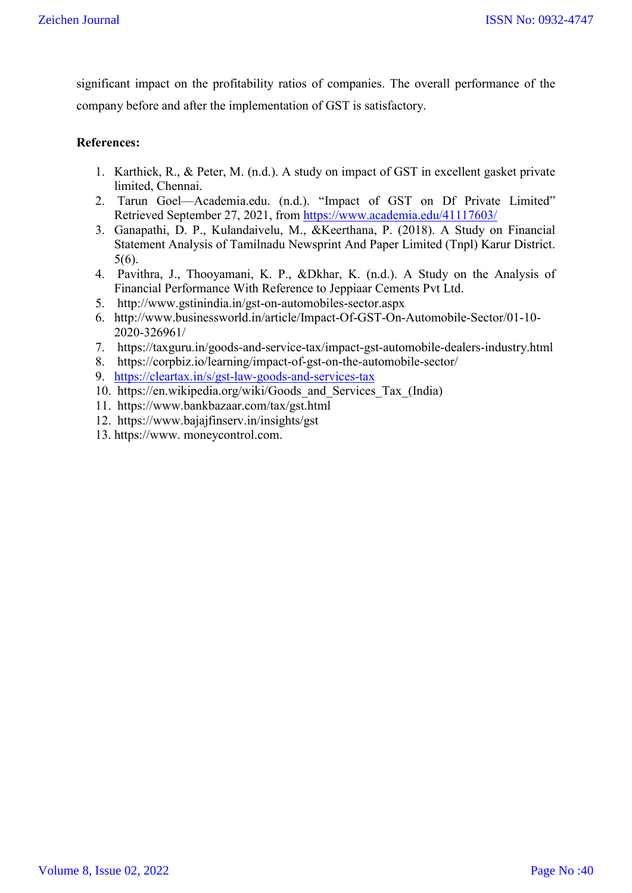significant impact on the profitability ratios of companies. The overall performance of the company before and after the implementation of GST is satisfactory.

**References:**

1. Karthick, R., & Peter, M. (n.d.). A study on impact of GST in excellent gasket private limited, Chennai.
2. Tarun Goel—Academia.edu. (n.d.). "Impact of GST on Df Private Limited" Retrieved September 27, 2021, from https://www.academia.edu/41117603/
3. Ganapathi, D. P., Kulandaivelu, M., &Keerthana, P. (2018). A Study on Financial Statement Analysis of Tamilnadu Newsprint And Paper Limited (Tnpl) Karur District. 5(6).
4. Pavithra, J., Thooyamani, K. P., &Dkhar, K. (n.d.). A Study on the Analysis of Financial Performance With Reference to Jeppiaar Cements Pvt Ltd.
5. http://www.gstinindia.in/gst-on-automobiles-sector.aspx
6. http://www.businessworld.in/article/Impact-Of-GST-On-Automobile-Sector/01-10-2020-326961/
7. https://taxguru.in/goods-and-service-tax/impact-gst-automobile-dealers-industry.html
8. https://corpbiz.io/learning/impact-of-gst-on-the-automobile-sector/
9. https://cleartax.in/s/gst-law-goods-and-services-tax
10. https://en.wikipedia.org/wiki/Goods_and_Services_Tax_(India)
11. https://www.bankbazaar.com/tax/gst.html
12. https://www.bajajfinserv.in/insights/gst
13. https://www. moneycontrol.com.